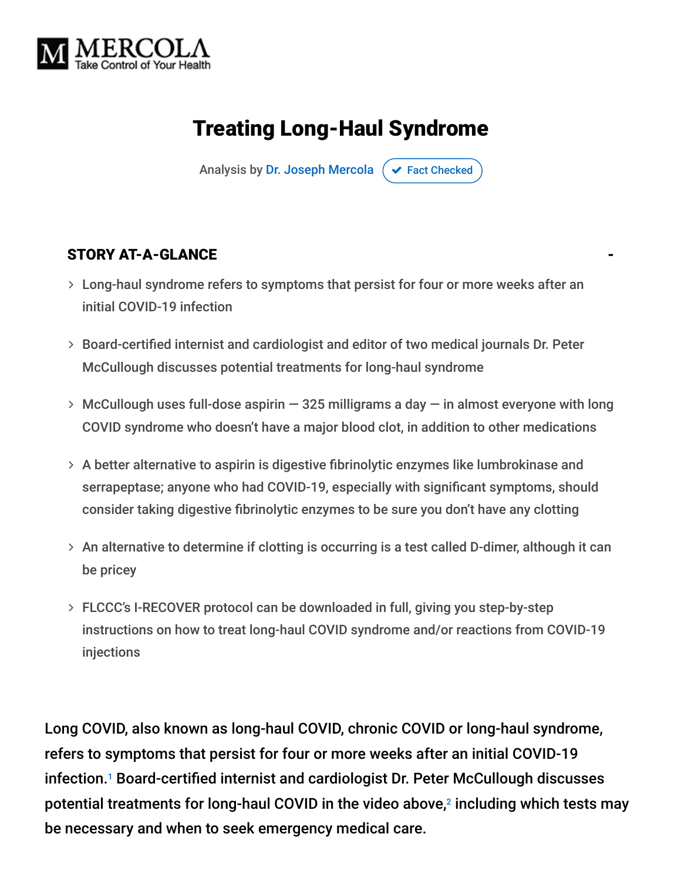MERCOLA
Take Control of Your Health

# Treating Long-Haul Syndrome

Analysis by Dr. Joseph Mercola  ✔ Fact Checked

## STORY AT-A-GLANCE

- Long-haul syndrome refers to symptoms that persist for four or more weeks after an initial COVID-19 infection
- Board-certified internist and cardiologist and editor of two medical journals Dr. Peter McCullough discusses potential treatments for long-haul syndrome
- McCullough uses full-dose aspirin — 325 milligrams a day — in almost everyone with long COVID syndrome who doesn't have a major blood clot, in addition to other medications
- A better alternative to aspirin is digestive fibrinolytic enzymes like lumbrokinase and serrapeptase; anyone who had COVID-19, especially with significant symptoms, should consider taking digestive fibrinolytic enzymes to be sure you don't have any clotting
- An alternative to determine if clotting is occurring is a test called D-dimer, although it can be pricey
- FLCCC's I-RECOVER protocol can be downloaded in full, giving you step-by-step instructions on how to treat long-haul COVID syndrome and/or reactions from COVID-19 injections

Long COVID, also known as long-haul COVID, chronic COVID or long-haul syndrome, refers to symptoms that persist for four or more weeks after an initial COVID-19 infection.[1] Board-certified internist and cardiologist Dr. Peter McCullough discusses potential treatments for long-haul COVID in the video above,[2] including which tests may be necessary and when to seek emergency medical care.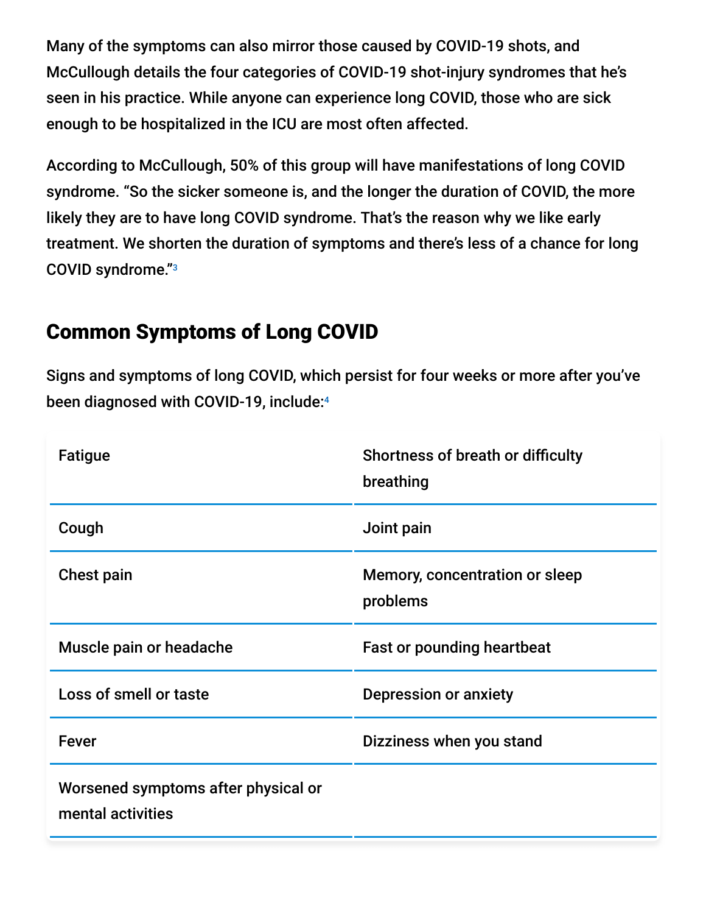Many of the symptoms can also mirror those caused by COVID-19 shots, and McCullough details the four categories of COVID-19 shot-injury syndromes that he's seen in his practice. While anyone can experience long COVID, those who are sick enough to be hospitalized in the ICU are most often affected.

According to McCullough, 50% of this group will have manifestations of long COVID syndrome. "So the sicker someone is, and the longer the duration of COVID, the more likely they are to have long COVID syndrome. That's the reason why we like early treatment. We shorten the duration of symptoms and there's less of a chance for long COVID syndrome."[3]

## Common Symptoms of Long COVID

Signs and symptoms of long COVID, which persist for four weeks or more after you've been diagnosed with COVID-19, include:[4]

| | |
|---|---|
| Fatigue | Shortness of breath or difficulty breathing |
| Cough | Joint pain |
| Chest pain | Memory, concentration or sleep problems |
| Muscle pain or headache | Fast or pounding heartbeat |
| Loss of smell or taste | Depression or anxiety |
| Fever | Dizziness when you stand |
| Worsened symptoms after physical or mental activities | |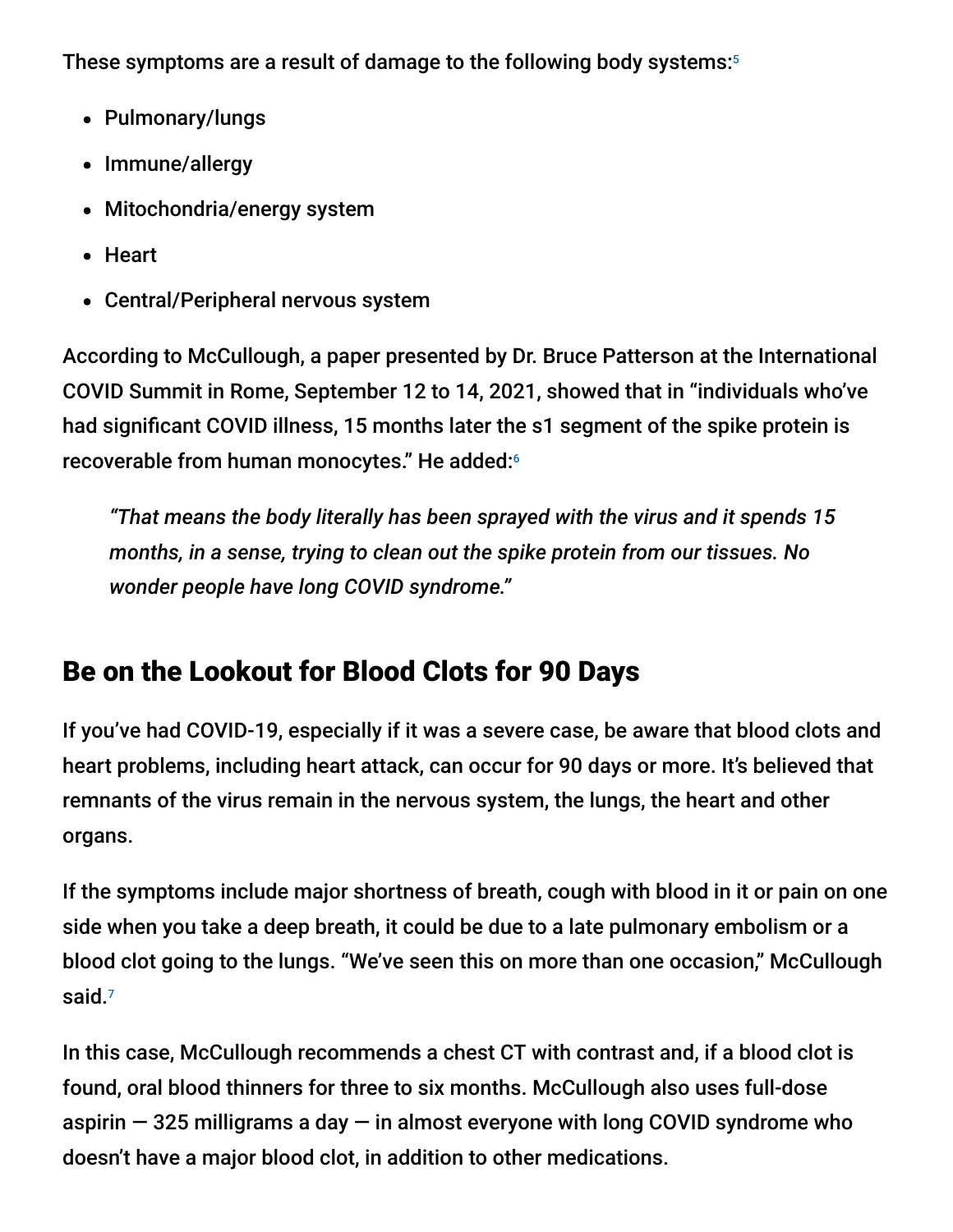These symptoms are a result of damage to the following body systems:[5]

- Pulmonary/lungs
- Immune/allergy
- Mitochondria/energy system
- Heart
- Central/Peripheral nervous system

According to McCullough, a paper presented by Dr. Bruce Patterson at the International COVID Summit in Rome, September 12 to 14, 2021, showed that in "individuals who've had significant COVID illness, 15 months later the s1 segment of the spike protein is recoverable from human monocytes." He added:[6]

> *"That means the body literally has been sprayed with the virus and it spends 15 months, in a sense, trying to clean out the spike protein from our tissues. No wonder people have long COVID syndrome."*

## Be on the Lookout for Blood Clots for 90 Days

If you've had COVID-19, especially if it was a severe case, be aware that blood clots and heart problems, including heart attack, can occur for 90 days or more. It's believed that remnants of the virus remain in the nervous system, the lungs, the heart and other organs.

If the symptoms include major shortness of breath, cough with blood in it or pain on one side when you take a deep breath, it could be due to a late pulmonary embolism or a blood clot going to the lungs. "We've seen this on more than one occasion," McCullough said.[7]

In this case, McCullough recommends a chest CT with contrast and, if a blood clot is found, oral blood thinners for three to six months. McCullough also uses full-dose aspirin — 325 milligrams a day — in almost everyone with long COVID syndrome who doesn't have a major blood clot, in addition to other medications.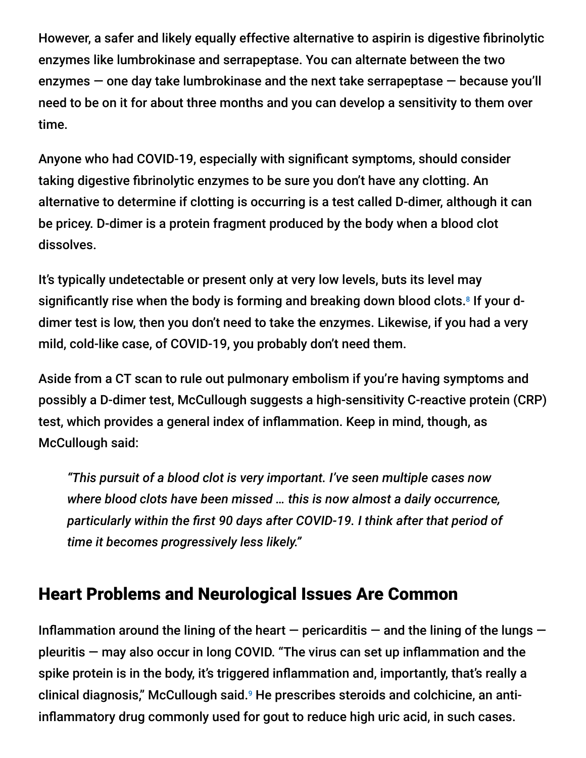However, a safer and likely equally effective alternative to aspirin is digestive fibrinolytic enzymes like lumbrokinase and serrapeptase. You can alternate between the two enzymes — one day take lumbrokinase and the next take serrapeptase — because you'll need to be on it for about three months and you can develop a sensitivity to them over time.

Anyone who had COVID-19, especially with significant symptoms, should consider taking digestive fibrinolytic enzymes to be sure you don't have any clotting. An alternative to determine if clotting is occurring is a test called D-dimer, although it can be pricey. D-dimer is a protein fragment produced by the body when a blood clot dissolves.

It's typically undetectable or present only at very low levels, buts its level may significantly rise when the body is forming and breaking down blood clots.[8] If your d-dimer test is low, then you don't need to take the enzymes. Likewise, if you had a very mild, cold-like case, of COVID-19, you probably don't need them.

Aside from a CT scan to rule out pulmonary embolism if you're having symptoms and possibly a D-dimer test, McCullough suggests a high-sensitivity C-reactive protein (CRP) test, which provides a general index of inflammation. Keep in mind, though, as McCullough said:

> *"This pursuit of a blood clot is very important. I've seen multiple cases now where blood clots have been missed … this is now almost a daily occurrence, particularly within the first 90 days after COVID-19. I think after that period of time it becomes progressively less likely."*

## Heart Problems and Neurological Issues Are Common

Inflammation around the lining of the heart — pericarditis — and the lining of the lungs — pleuritis — may also occur in long COVID. "The virus can set up inflammation and the spike protein is in the body, it's triggered inflammation and, importantly, that's really a clinical diagnosis," McCullough said.[9] He prescribes steroids and colchicine, an anti-inflammatory drug commonly used for gout to reduce high uric acid, in such cases.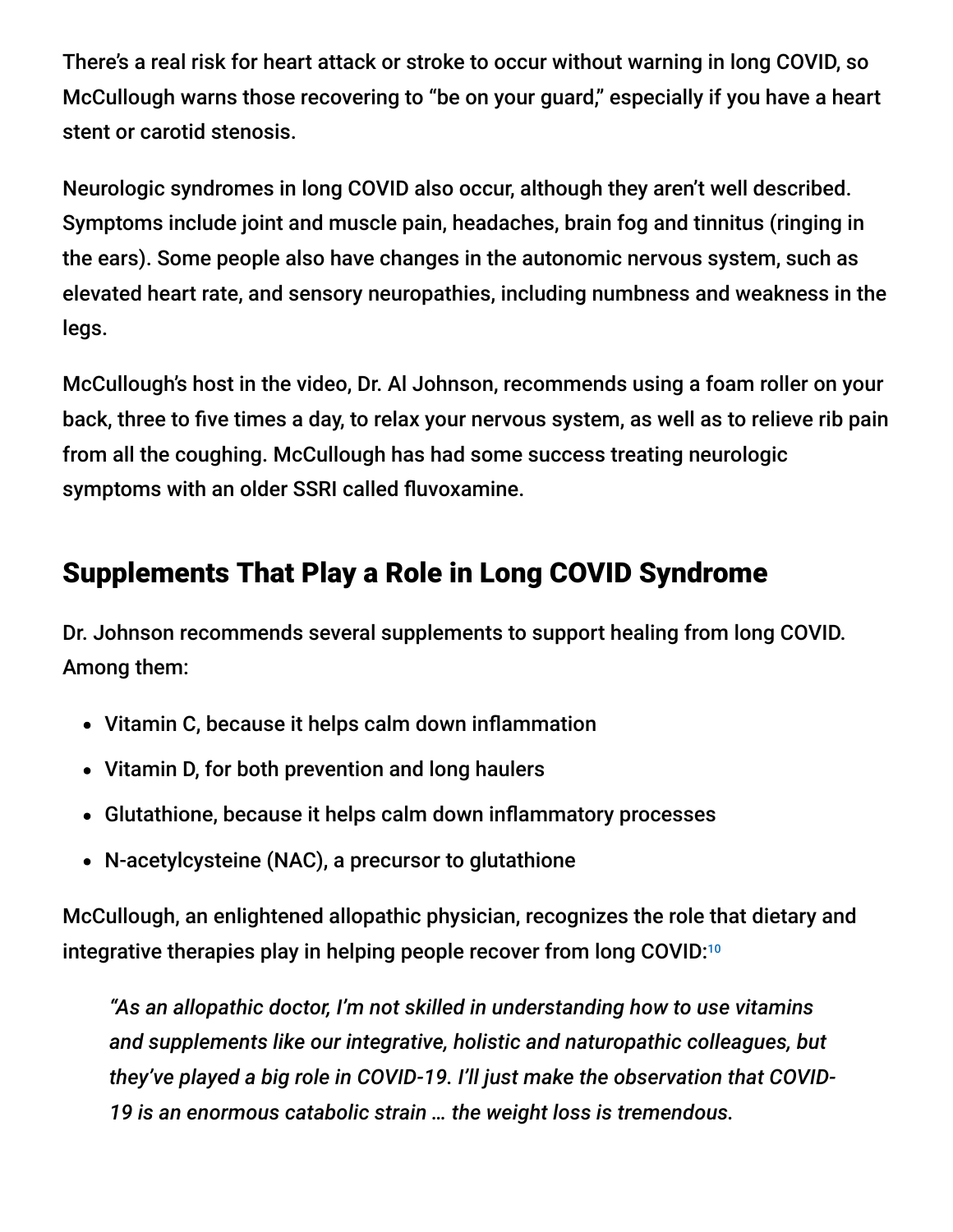There's a real risk for heart attack or stroke to occur without warning in long COVID, so McCullough warns those recovering to "be on your guard," especially if you have a heart stent or carotid stenosis.

Neurologic syndromes in long COVID also occur, although they aren't well described. Symptoms include joint and muscle pain, headaches, brain fog and tinnitus (ringing in the ears). Some people also have changes in the autonomic nervous system, such as elevated heart rate, and sensory neuropathies, including numbness and weakness in the legs.

McCullough's host in the video, Dr. Al Johnson, recommends using a foam roller on your back, three to five times a day, to relax your nervous system, as well as to relieve rib pain from all the coughing. McCullough has had some success treating neurologic symptoms with an older SSRI called fluvoxamine.

## Supplements That Play a Role in Long COVID Syndrome

Dr. Johnson recommends several supplements to support healing from long COVID. Among them:

- Vitamin C, because it helps calm down inflammation
- Vitamin D, for both prevention and long haulers
- Glutathione, because it helps calm down inflammatory processes
- N-acetylcysteine (NAC), a precursor to glutathione

McCullough, an enlightened allopathic physician, recognizes the role that dietary and integrative therapies play in helping people recover from long COVID:[10]

> *"As an allopathic doctor, I'm not skilled in understanding how to use vitamins and supplements like our integrative, holistic and naturopathic colleagues, but they've played a big role in COVID-19. I'll just make the observation that COVID-19 is an enormous catabolic strain … the weight loss is tremendous.*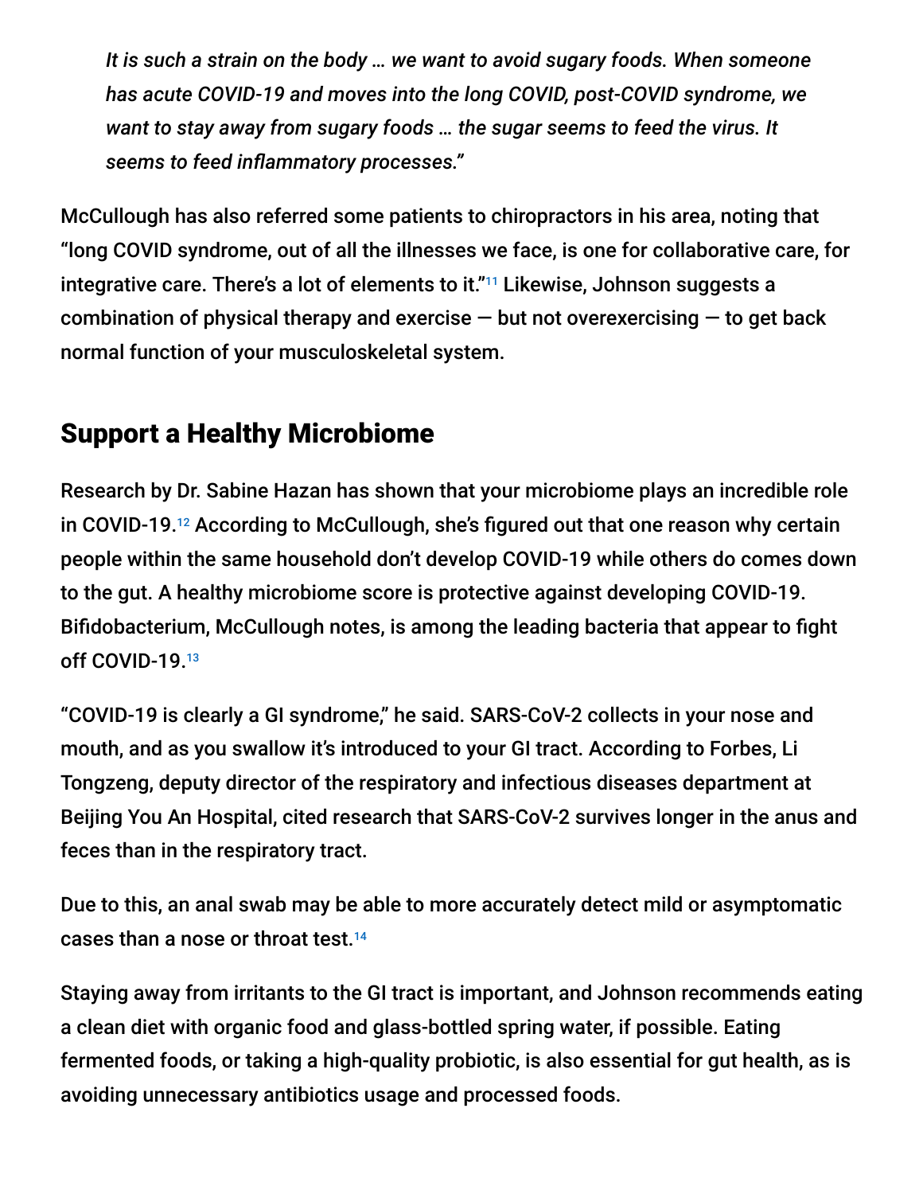*It is such a strain on the body … we want to avoid sugary foods. When someone has acute COVID-19 and moves into the long COVID, post-COVID syndrome, we want to stay away from sugary foods … the sugar seems to feed the virus. It seems to feed inflammatory processes."*

McCullough has also referred some patients to chiropractors in his area, noting that "long COVID syndrome, out of all the illnesses we face, is one for collaborative care, for integrative care. There's a lot of elements to it."[11] Likewise, Johnson suggests a combination of physical therapy and exercise — but not overexercising — to get back normal function of your musculoskeletal system.

## Support a Healthy Microbiome

Research by Dr. Sabine Hazan has shown that your microbiome plays an incredible role in COVID-19.[12] According to McCullough, she's figured out that one reason why certain people within the same household don't develop COVID-19 while others do comes down to the gut. A healthy microbiome score is protective against developing COVID-19. Bifidobacterium, McCullough notes, is among the leading bacteria that appear to fight off COVID-19.[13]

"COVID-19 is clearly a GI syndrome," he said. SARS-CoV-2 collects in your nose and mouth, and as you swallow it's introduced to your GI tract. According to Forbes, Li Tongzeng, deputy director of the respiratory and infectious diseases department at Beijing You An Hospital, cited research that SARS-CoV-2 survives longer in the anus and feces than in the respiratory tract.

Due to this, an anal swab may be able to more accurately detect mild or asymptomatic cases than a nose or throat test.[14]

Staying away from irritants to the GI tract is important, and Johnson recommends eating a clean diet with organic food and glass-bottled spring water, if possible. Eating fermented foods, or taking a high-quality probiotic, is also essential for gut health, as is avoiding unnecessary antibiotics usage and processed foods.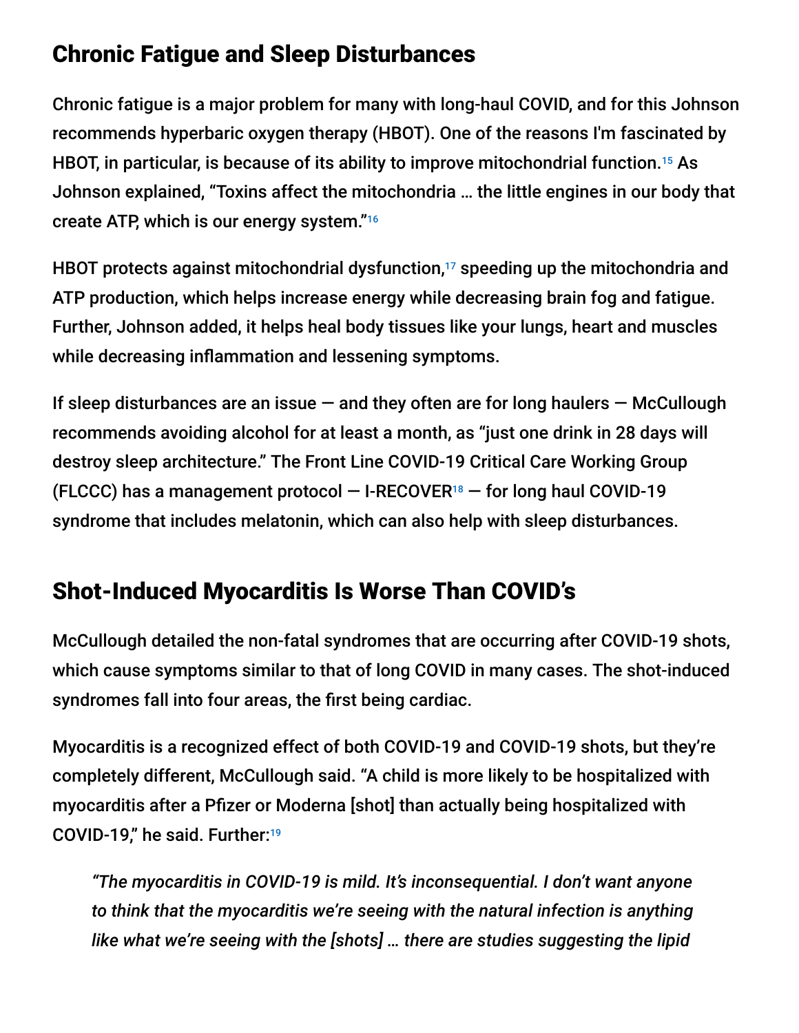## Chronic Fatigue and Sleep Disturbances

Chronic fatigue is a major problem for many with long-haul COVID, and for this Johnson recommends hyperbaric oxygen therapy (HBOT). One of the reasons I'm fascinated by HBOT, in particular, is because of its ability to improve mitochondrial function.[15] As Johnson explained, "Toxins affect the mitochondria … the little engines in our body that create ATP, which is our energy system."[16]

HBOT protects against mitochondrial dysfunction,[17] speeding up the mitochondria and ATP production, which helps increase energy while decreasing brain fog and fatigue. Further, Johnson added, it helps heal body tissues like your lungs, heart and muscles while decreasing inflammation and lessening symptoms.

If sleep disturbances are an issue — and they often are for long haulers — McCullough recommends avoiding alcohol for at least a month, as "just one drink in 28 days will destroy sleep architecture." The Front Line COVID-19 Critical Care Working Group (FLCCC) has a management protocol — I-RECOVER[18] — for long haul COVID-19 syndrome that includes melatonin, which can also help with sleep disturbances.

## Shot-Induced Myocarditis Is Worse Than COVID's

McCullough detailed the non-fatal syndromes that are occurring after COVID-19 shots, which cause symptoms similar to that of long COVID in many cases. The shot-induced syndromes fall into four areas, the first being cardiac.

Myocarditis is a recognized effect of both COVID-19 and COVID-19 shots, but they're completely different, McCullough said. "A child is more likely to be hospitalized with myocarditis after a Pfizer or Moderna [shot] than actually being hospitalized with COVID-19," he said. Further:[19]

> *"The myocarditis in COVID-19 is mild. It's inconsequential. I don't want anyone to think that the myocarditis we're seeing with the natural infection is anything like what we're seeing with the [shots] … there are studies suggesting the lipid*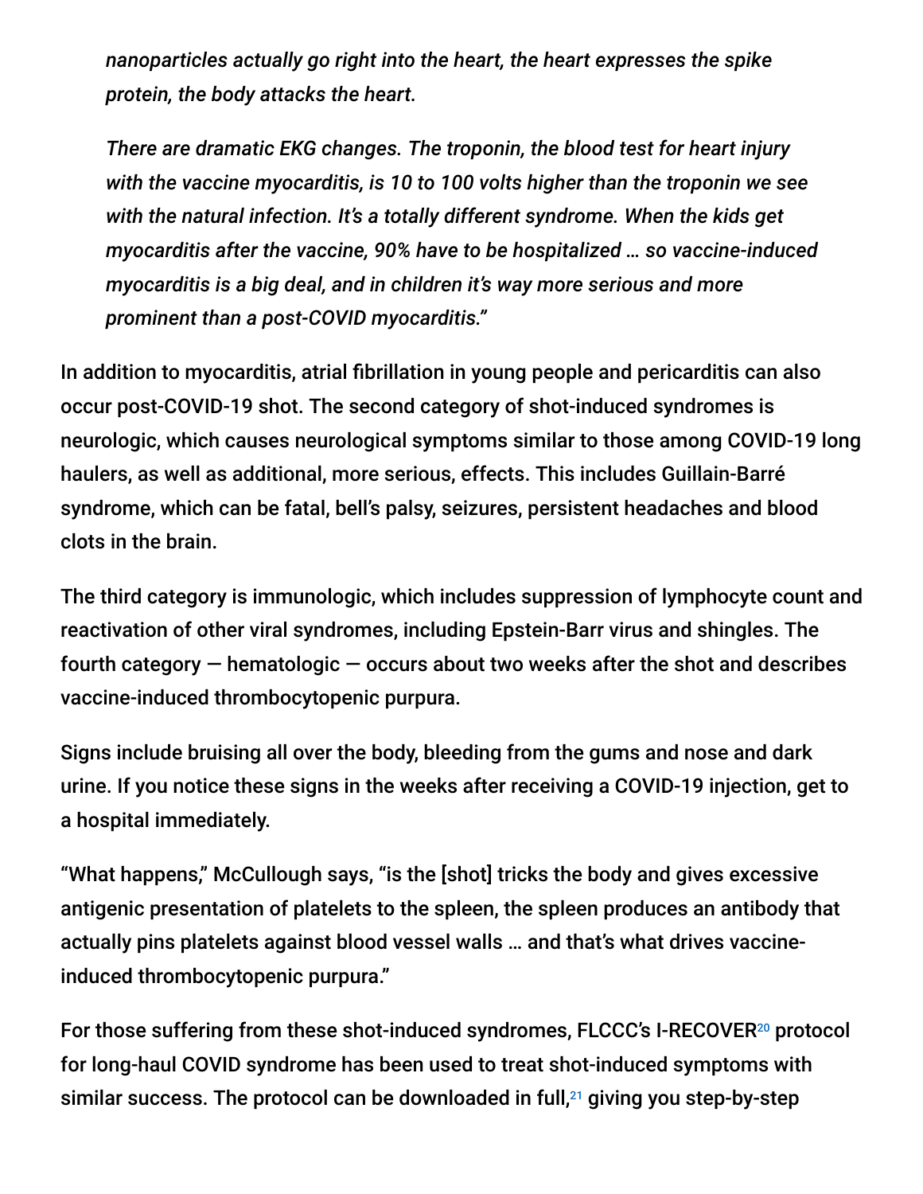*nanoparticles actually go right into the heart, the heart expresses the spike protein, the body attacks the heart.*

*There are dramatic EKG changes. The troponin, the blood test for heart injury with the vaccine myocarditis, is 10 to 100 volts higher than the troponin we see with the natural infection. It's a totally different syndrome. When the kids get myocarditis after the vaccine, 90% have to be hospitalized … so vaccine-induced myocarditis is a big deal, and in children it's way more serious and more prominent than a post-COVID myocarditis."*

In addition to myocarditis, atrial fibrillation in young people and pericarditis can also occur post-COVID-19 shot. The second category of shot-induced syndromes is neurologic, which causes neurological symptoms similar to those among COVID-19 long haulers, as well as additional, more serious, effects. This includes Guillain-Barré syndrome, which can be fatal, bell's palsy, seizures, persistent headaches and blood clots in the brain.

The third category is immunologic, which includes suppression of lymphocyte count and reactivation of other viral syndromes, including Epstein-Barr virus and shingles. The fourth category — hematologic — occurs about two weeks after the shot and describes vaccine-induced thrombocytopenic purpura.

Signs include bruising all over the body, bleeding from the gums and nose and dark urine. If you notice these signs in the weeks after receiving a COVID-19 injection, get to a hospital immediately.

"What happens," McCullough says, "is the [shot] tricks the body and gives excessive antigenic presentation of platelets to the spleen, the spleen produces an antibody that actually pins platelets against blood vessel walls … and that's what drives vaccine-induced thrombocytopenic purpura."

For those suffering from these shot-induced syndromes, FLCCC's I-RECOVER[20] protocol for long-haul COVID syndrome has been used to treat shot-induced symptoms with similar success. The protocol can be downloaded in full,[21] giving you step-by-step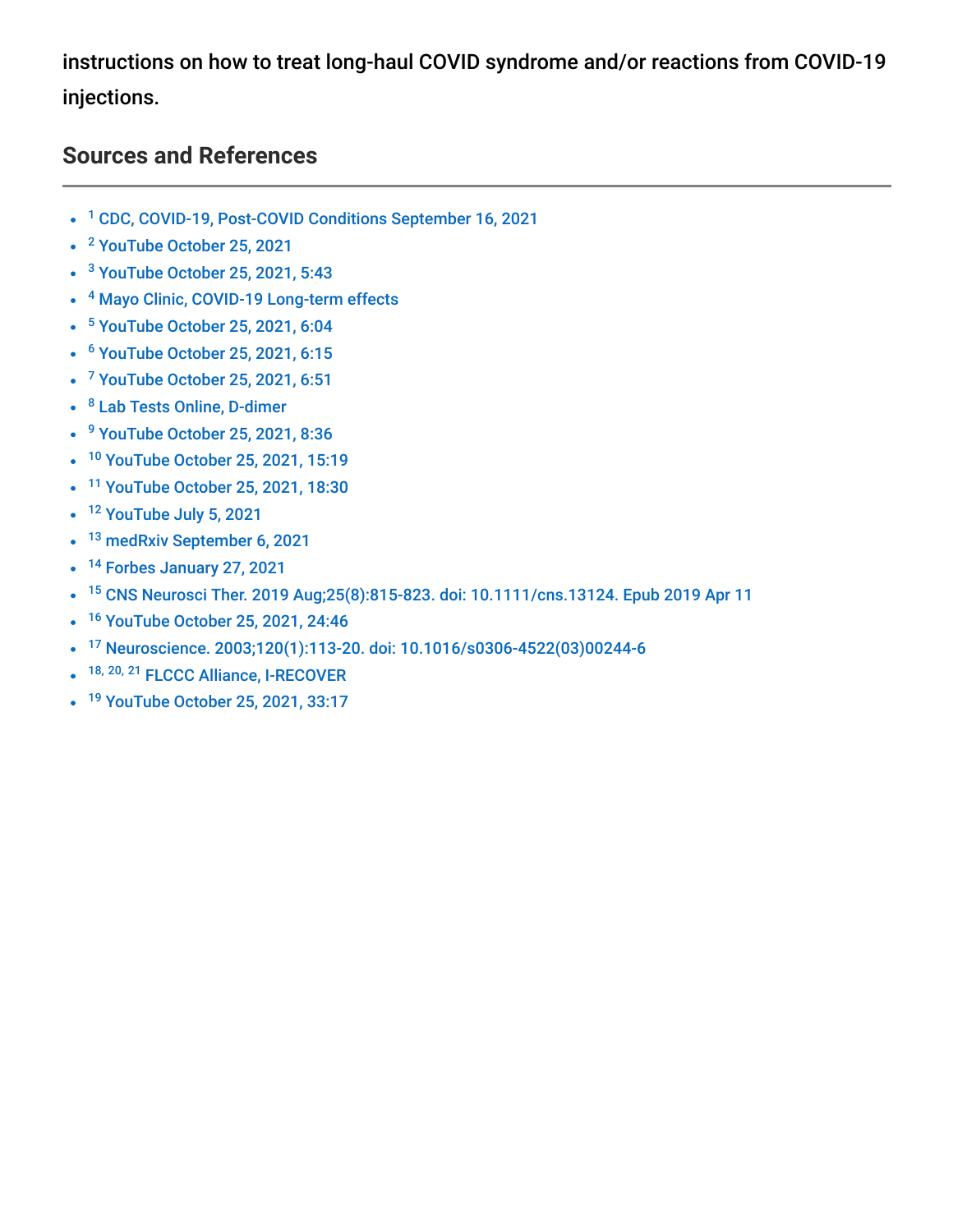instructions on how to treat long-haul COVID syndrome and/or reactions from COVID-19 injections.

## Sources and References

- [1] CDC, COVID-19, Post-COVID Conditions September 16, 2021
- [2] YouTube October 25, 2021
- [3] YouTube October 25, 2021, 5:43
- [4] Mayo Clinic, COVID-19 Long-term effects
- [5] YouTube October 25, 2021, 6:04
- [6] YouTube October 25, 2021, 6:15
- [7] YouTube October 25, 2021, 6:51
- [8] Lab Tests Online, D-dimer
- [9] YouTube October 25, 2021, 8:36
- [10] YouTube October 25, 2021, 15:19
- [11] YouTube October 25, 2021, 18:30
- [12] YouTube July 5, 2021
- [13] medRxiv September 6, 2021
- [14] Forbes January 27, 2021
- [15] CNS Neurosci Ther. 2019 Aug;25(8):815-823. doi: 10.1111/cns.13124. Epub 2019 Apr 11
- [16] YouTube October 25, 2021, 24:46
- [17] Neuroscience. 2003;120(1):113-20. doi: 10.1016/s0306-4522(03)00244-6
- [18, 20, 21] FLCCC Alliance, I-RECOVER
- [19] YouTube October 25, 2021, 33:17